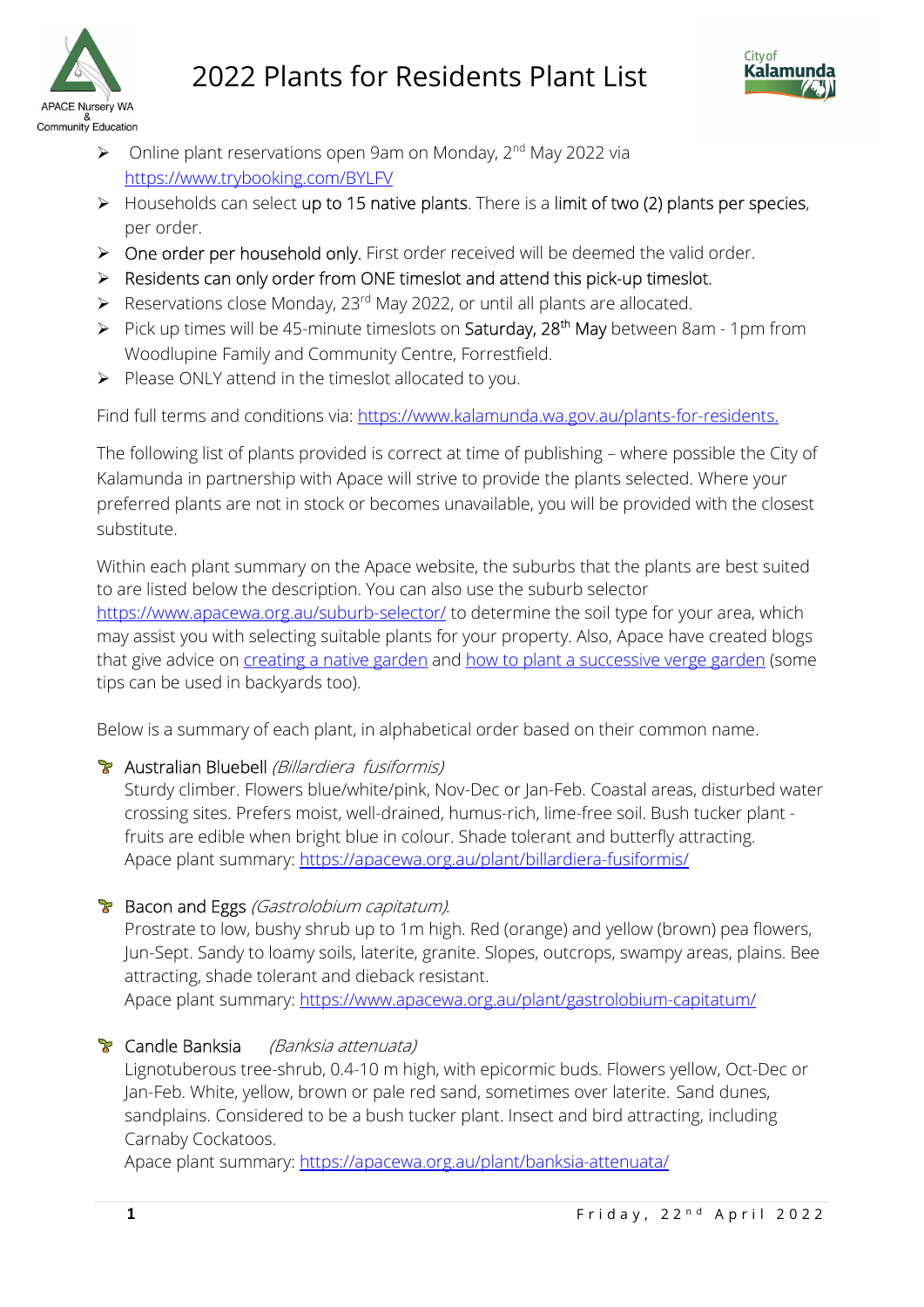# 2022 Plants for Residents Plant List

APACE Nursery WA & Community Education

City of Kalamunda

- Online plant reservations open 9am on Monday, 2nd May 2022 via https://www.trybooking.com/BYLFV
- Households can select up to 15 native plants. There is a limit of two (2) plants per species, per order.
- One order per household only. First order received will be deemed the valid order.
- Residents can only order from ONE timeslot and attend this pick-up timeslot.
- Reservations close Monday, 23rd May 2022, or until all plants are allocated.
- Pick up times will be 45-minute timeslots on Saturday, 28th May between 8am - 1pm from Woodlupine Family and Community Centre, Forrestfield.
- Please ONLY attend in the timeslot allocated to you.

Find full terms and conditions via: https://www.kalamunda.wa.gov.au/plants-for-residents.

The following list of plants provided is correct at time of publishing – where possible the City of Kalamunda in partnership with Apace will strive to provide the plants selected. Where your preferred plants are not in stock or becomes unavailable, you will be provided with the closest substitute.

Within each plant summary on the Apace website, the suburbs that the plants are best suited to are listed below the description. You can also use the suburb selector https://www.apacewa.org.au/suburb-selector/ to determine the soil type for your area, which may assist you with selecting suitable plants for your property. Also, Apace have created blogs that give advice on creating a native garden and how to plant a successive verge garden (some tips can be used in backyards too).

Below is a summary of each plant, in alphabetical order based on their common name.

- Australian Bluebell *(Billardiera fusiformis)*
  Sturdy climber. Flowers blue/white/pink, Nov-Dec or Jan-Feb. Coastal areas, disturbed water crossing sites. Prefers moist, well-drained, humus-rich, lime-free soil. Bush tucker plant - fruits are edible when bright blue in colour. Shade tolerant and butterfly attracting.
  Apace plant summary: https://apacewa.org.au/plant/billardiera-fusiformis/

- Bacon and Eggs *(Gastrolobium capitatum).*
  Prostrate to low, bushy shrub up to 1m high. Red (orange) and yellow (brown) pea flowers, Jun-Sept. Sandy to loamy soils, laterite, granite. Slopes, outcrops, swampy areas, plains. Bee attracting, shade tolerant and dieback resistant.
  Apace plant summary: https://www.apacewa.org.au/plant/gastrolobium-capitatum/

- Candle Banksia *(Banksia attenuata)*
  Lignotuberous tree-shrub, 0.4-10 m high, with epicormic buds. Flowers yellow, Oct-Dec or Jan-Feb. White, yellow, brown or pale red sand, sometimes over laterite. Sand dunes, sandplains. Considered to be a bush tucker plant. Insect and bird attracting, including Carnaby Cockatoos.
  Apace plant summary: https://apacewa.org.au/plant/banksia-attenuata/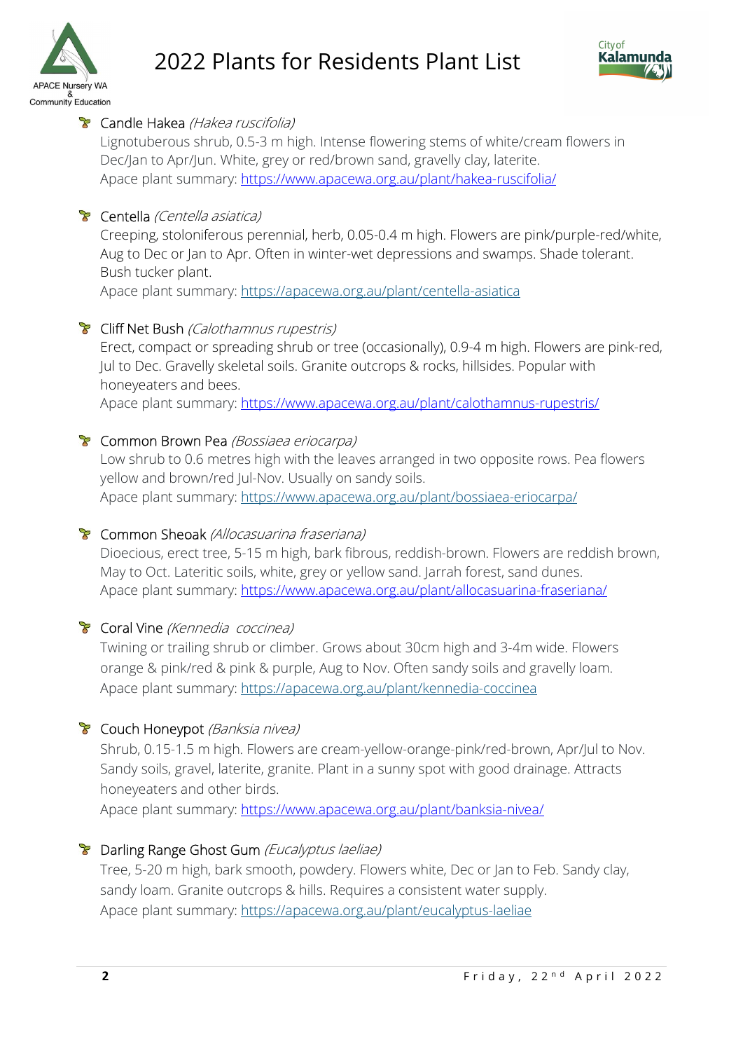- Candle Hakea *(Hakea ruscifolia)*
  Lignotuberous shrub, 0.5-3 m high. Intense flowering stems of white/cream flowers in Dec/Jan to Apr/Jun. White, grey or red/brown sand, gravelly clay, laterite.
  Apace plant summary: [https://www.apacewa.org.au/plant/hakea-ruscifolia/](https://www.apacewa.org.au/plant/hakea-ruscifolia/)

- Centella *(Centella asiatica)*
  Creeping, stoloniferous perennial, herb, 0.05-0.4 m high. Flowers are pink/purple-red/white, Aug to Dec or Jan to Apr. Often in winter-wet depressions and swamps. Shade tolerant. Bush tucker plant.
  Apace plant summary: [https://apacewa.org.au/plant/centella-asiatica](https://apacewa.org.au/plant/centella-asiatica)

- Cliff Net Bush *(Calothamnus rupestris)*
  Erect, compact or spreading shrub or tree (occasionally), 0.9-4 m high. Flowers are pink-red, Jul to Dec. Gravelly skeletal soils. Granite outcrops & rocks, hillsides. Popular with honeyeaters and bees.
  Apace plant summary: [https://www.apacewa.org.au/plant/calothamnus-rupestris/](https://www.apacewa.org.au/plant/calothamnus-rupestris/)

- Common Brown Pea *(Bossiaea eriocarpa)*
  Low shrub to 0.6 metres high with the leaves arranged in two opposite rows. Pea flowers yellow and brown/red Jul-Nov. Usually on sandy soils.
  Apace plant summary: [https://www.apacewa.org.au/plant/bossiaea-eriocarpa/](https://www.apacewa.org.au/plant/bossiaea-eriocarpa/)

- Common Sheoak *(Allocasuarina fraseriana)*
  Dioecious, erect tree, 5-15 m high, bark fibrous, reddish-brown. Flowers are reddish brown, May to Oct. Lateritic soils, white, grey or yellow sand. Jarrah forest, sand dunes.
  Apace plant summary: [https://www.apacewa.org.au/plant/allocasuarina-fraseriana/](https://www.apacewa.org.au/plant/allocasuarina-fraseriana/)

- Coral Vine *(Kennedia coccinea)*
  Twining or trailing shrub or climber. Grows about 30cm high and 3-4m wide. Flowers orange & pink/red & pink & purple, Aug to Nov. Often sandy soils and gravelly loam.
  Apace plant summary: [https://apacewa.org.au/plant/kennedia-coccinea](https://apacewa.org.au/plant/kennedia-coccinea)

- Couch Honeypot *(Banksia nivea)*
  Shrub, 0.15-1.5 m high. Flowers are cream-yellow-orange-pink/red-brown, Apr/Jul to Nov. Sandy soils, gravel, laterite, granite. Plant in a sunny spot with good drainage. Attracts honeyeaters and other birds.
  Apace plant summary: [https://www.apacewa.org.au/plant/banksia-nivea/](https://www.apacewa.org.au/plant/banksia-nivea/)

- Darling Range Ghost Gum *(Eucalyptus laeliae)*
  Tree, 5-20 m high, bark smooth, powdery. Flowers white, Dec or Jan to Feb. Sandy clay, sandy loam. Granite outcrops & hills. Requires a consistent water supply.
  Apace plant summary: [https://apacewa.org.au/plant/eucalyptus-laeliae](https://apacewa.org.au/plant/eucalyptus-laeliae)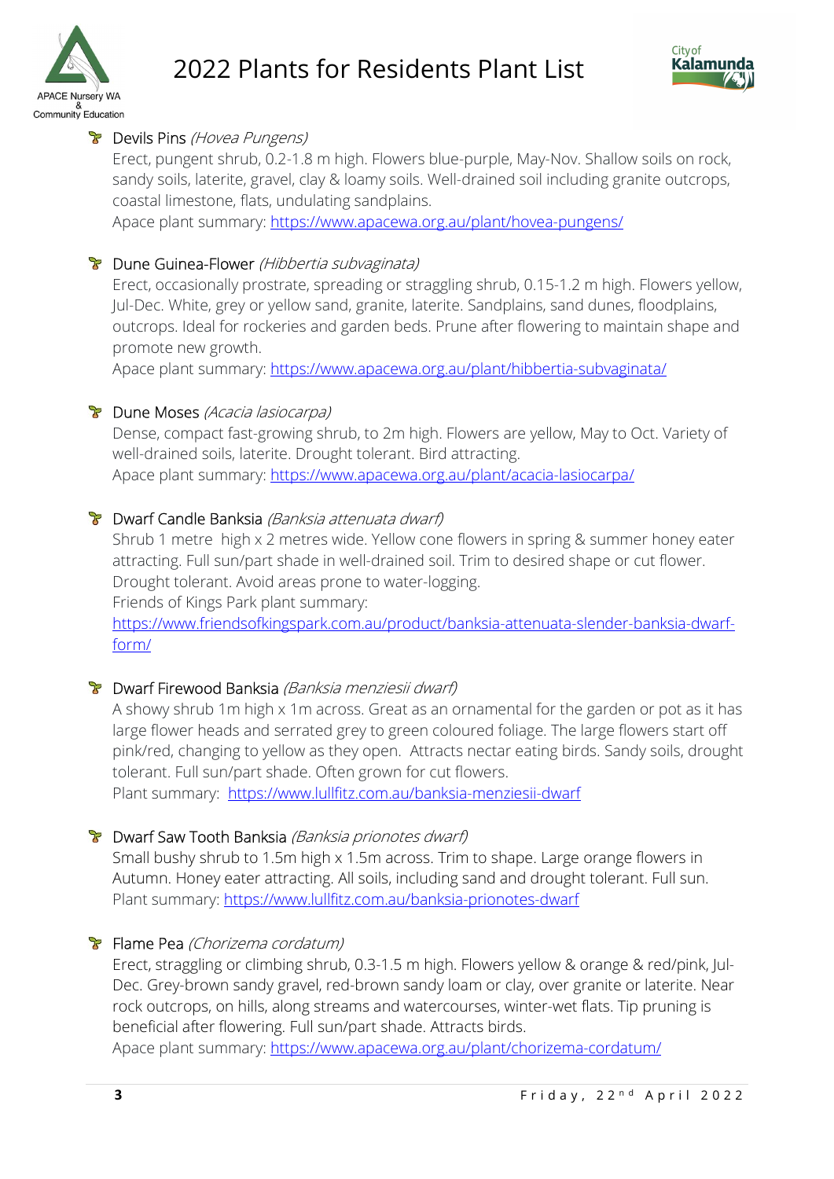- Devils Pins *(Hovea Pungens)*

  Erect, pungent shrub, 0.2-1.8 m high. Flowers blue-purple, May-Nov. Shallow soils on rock, sandy soils, laterite, gravel, clay & loamy soils. Well-drained soil including granite outcrops, coastal limestone, flats, undulating sandplains.

  Apace plant summary: https://www.apacewa.org.au/plant/hovea-pungens/

- Dune Guinea-Flower *(Hibbertia subvaginata)*

  Erect, occasionally prostrate, spreading or straggling shrub, 0.15-1.2 m high. Flowers yellow, Jul-Dec. White, grey or yellow sand, granite, laterite. Sandplains, sand dunes, floodplains, outcrops. Ideal for rockeries and garden beds. Prune after flowering to maintain shape and promote new growth.

  Apace plant summary: https://www.apacewa.org.au/plant/hibbertia-subvaginata/

- Dune Moses *(Acacia lasiocarpa)*

  Dense, compact fast-growing shrub, to 2m high. Flowers are yellow, May to Oct. Variety of well-drained soils, laterite. Drought tolerant. Bird attracting.

  Apace plant summary: https://www.apacewa.org.au/plant/acacia-lasiocarpa/

- Dwarf Candle Banksia *(Banksia attenuata dwarf)*

  Shrub 1 metre high x 2 metres wide. Yellow cone flowers in spring & summer honey eater attracting. Full sun/part shade in well-drained soil. Trim to desired shape or cut flower. Drought tolerant. Avoid areas prone to water-logging.

  Friends of Kings Park plant summary:

  https://www.friendsofkingspark.com.au/product/banksia-attenuata-slender-banksia-dwarf-form/

- Dwarf Firewood Banksia *(Banksia menziesii dwarf)*

  A showy shrub 1m high x 1m across. Great as an ornamental for the garden or pot as it has large flower heads and serrated grey to green coloured foliage. The large flowers start off pink/red, changing to yellow as they open. Attracts nectar eating birds. Sandy soils, drought tolerant. Full sun/part shade. Often grown for cut flowers.

  Plant summary: https://www.lullfitz.com.au/banksia-menziesii-dwarf

- Dwarf Saw Tooth Banksia *(Banksia prionotes dwarf)*

  Small bushy shrub to 1.5m high x 1.5m across. Trim to shape. Large orange flowers in Autumn. Honey eater attracting. All soils, including sand and drought tolerant. Full sun.

  Plant summary: https://www.lullfitz.com.au/banksia-prionotes-dwarf

- Flame Pea *(Chorizema cordatum)*

  Erect, straggling or climbing shrub, 0.3-1.5 m high. Flowers yellow & orange & red/pink, Jul-Dec. Grey-brown sandy gravel, red-brown sandy loam or clay, over granite or laterite. Near rock outcrops, on hills, along streams and watercourses, winter-wet flats. Tip pruning is beneficial after flowering. Full sun/part shade. Attracts birds.

  Apace plant summary: https://www.apacewa.org.au/plant/chorizema-cordatum/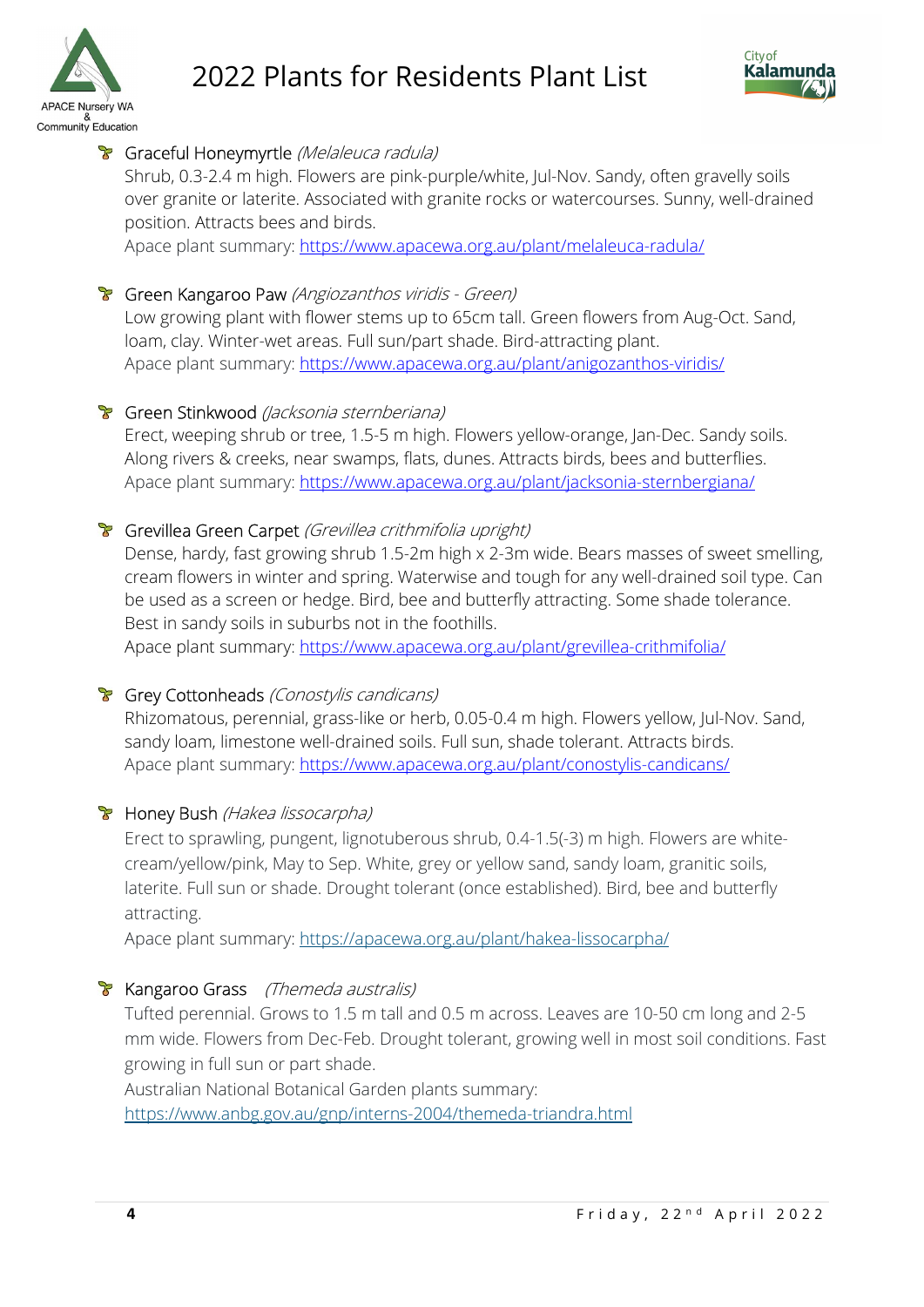- Graceful Honeymyrtle *(Melaleuca radula)*

  Shrub, 0.3-2.4 m high. Flowers are pink-purple/white, Jul-Nov. Sandy, often gravelly soils over granite or laterite. Associated with granite rocks or watercourses. Sunny, well-drained position. Attracts bees and birds.

  Apace plant summary: [https://www.apacewa.org.au/plant/melaleuca-radula/](https://www.apacewa.org.au/plant/melaleuca-radula/)

- Green Kangaroo Paw *(Angiozanthos viridis - Green)*

  Low growing plant with flower stems up to 65cm tall. Green flowers from Aug-Oct. Sand, loam, clay. Winter-wet areas. Full sun/part shade. Bird-attracting plant.

  Apace plant summary: [https://www.apacewa.org.au/plant/anigozanthos-viridis/](https://www.apacewa.org.au/plant/anigozanthos-viridis/)

- Green Stinkwood *(Jacksonia sternberiana)*

  Erect, weeping shrub or tree, 1.5-5 m high. Flowers yellow-orange, Jan-Dec. Sandy soils. Along rivers & creeks, near swamps, flats, dunes. Attracts birds, bees and butterflies.

  Apace plant summary: [https://www.apacewa.org.au/plant/jacksonia-sternbergiana/](https://www.apacewa.org.au/plant/jacksonia-sternbergiana/)

- Grevillea Green Carpet *(Grevillea crithmifolia upright)*

  Dense, hardy, fast growing shrub 1.5-2m high x 2-3m wide. Bears masses of sweet smelling, cream flowers in winter and spring. Waterwise and tough for any well-drained soil type. Can be used as a screen or hedge. Bird, bee and butterfly attracting. Some shade tolerance. Best in sandy soils in suburbs not in the foothills.

  Apace plant summary: [https://www.apacewa.org.au/plant/grevillea-crithmifolia/](https://www.apacewa.org.au/plant/grevillea-crithmifolia/)

- Grey Cottonheads *(Conostylis candicans)*

  Rhizomatous, perennial, grass-like or herb, 0.05-0.4 m high. Flowers yellow, Jul-Nov. Sand, sandy loam, limestone well-drained soils. Full sun, shade tolerant. Attracts birds.

  Apace plant summary: [https://www.apacewa.org.au/plant/conostylis-candicans/](https://www.apacewa.org.au/plant/conostylis-candicans/)

- Honey Bush *(Hakea lissocarpha)*

  Erect to sprawling, pungent, lignotuberous shrub, 0.4-1.5(-3) m high. Flowers are white-cream/yellow/pink, May to Sep. White, grey or yellow sand, sandy loam, granitic soils, laterite. Full sun or shade. Drought tolerant (once established). Bird, bee and butterfly attracting.

  Apace plant summary: [https://apacewa.org.au/plant/hakea-lissocarpha/](https://apacewa.org.au/plant/hakea-lissocarpha/)

- Kangaroo Grass *(Themeda australis)*

  Tufted perennial. Grows to 1.5 m tall and 0.5 m across. Leaves are 10-50 cm long and 2-5 mm wide. Flowers from Dec-Feb. Drought tolerant, growing well in most soil conditions. Fast growing in full sun or part shade.

  Australian National Botanical Garden plants summary:
  [https://www.anbg.gov.au/gnp/interns-2004/themeda-triandra.html](https://www.anbg.gov.au/gnp/interns-2004/themeda-triandra.html)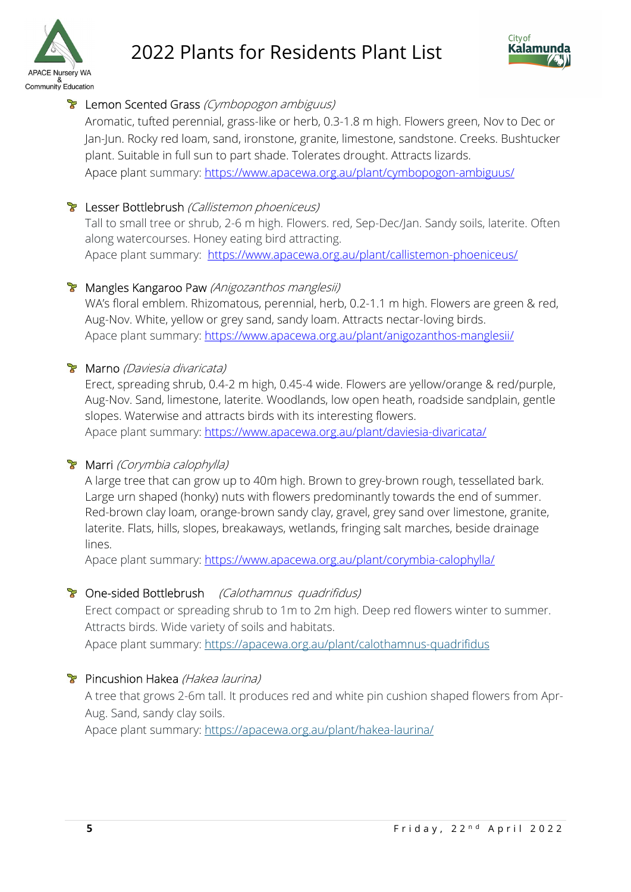- Lemon Scented Grass *(Cymbopogon ambiguus)*

  Aromatic, tufted perennial, grass-like or herb, 0.3-1.8 m high. Flowers green, Nov to Dec or Jan-Jun. Rocky red loam, sand, ironstone, granite, limestone, sandstone. Creeks. Bushtucker plant. Suitable in full sun to part shade. Tolerates drought. Attracts lizards.
  Apace plant summary: https://www.apacewa.org.au/plant/cymbopogon-ambiguus/

- Lesser Bottlebrush *(Callistemon phoeniceus)*

  Tall to small tree or shrub, 2-6 m high. Flowers. red, Sep-Dec/Jan. Sandy soils, laterite. Often along watercourses. Honey eating bird attracting.
  Apace plant summary: https://www.apacewa.org.au/plant/callistemon-phoeniceus/

- Mangles Kangaroo Paw *(Anigozanthos manglesii)*

  WA's floral emblem. Rhizomatous, perennial, herb, 0.2-1.1 m high. Flowers are green & red, Aug-Nov. White, yellow or grey sand, sandy loam. Attracts nectar-loving birds.
  Apace plant summary: https://www.apacewa.org.au/plant/anigozanthos-manglesii/

- Marno *(Daviesia divaricata)*

  Erect, spreading shrub, 0.4-2 m high, 0.45-4 wide. Flowers are yellow/orange & red/purple, Aug-Nov. Sand, limestone, laterite. Woodlands, low open heath, roadside sandplain, gentle slopes. Waterwise and attracts birds with its interesting flowers.
  Apace plant summary: https://www.apacewa.org.au/plant/daviesia-divaricata/

- Marri *(Corymbia calophylla)*

  A large tree that can grow up to 40m high. Brown to grey-brown rough, tessellated bark. Large urn shaped (honky) nuts with flowers predominantly towards the end of summer. Red-brown clay loam, orange-brown sandy clay, gravel, grey sand over limestone, granite, laterite. Flats, hills, slopes, breakaways, wetlands, fringing salt marches, beside drainage lines.
  Apace plant summary: https://www.apacewa.org.au/plant/corymbia-calophylla/

- One-sided Bottlebrush *(Calothamnus quadrifidus)*

  Erect compact or spreading shrub to 1m to 2m high. Deep red flowers winter to summer. Attracts birds. Wide variety of soils and habitats.
  Apace plant summary: https://apacewa.org.au/plant/calothamnus-quadrifidus

- Pincushion Hakea *(Hakea laurina)*

  A tree that grows 2-6m tall. It produces red and white pin cushion shaped flowers from Apr-Aug. Sand, sandy clay soils.
  Apace plant summary: https://apacewa.org.au/plant/hakea-laurina/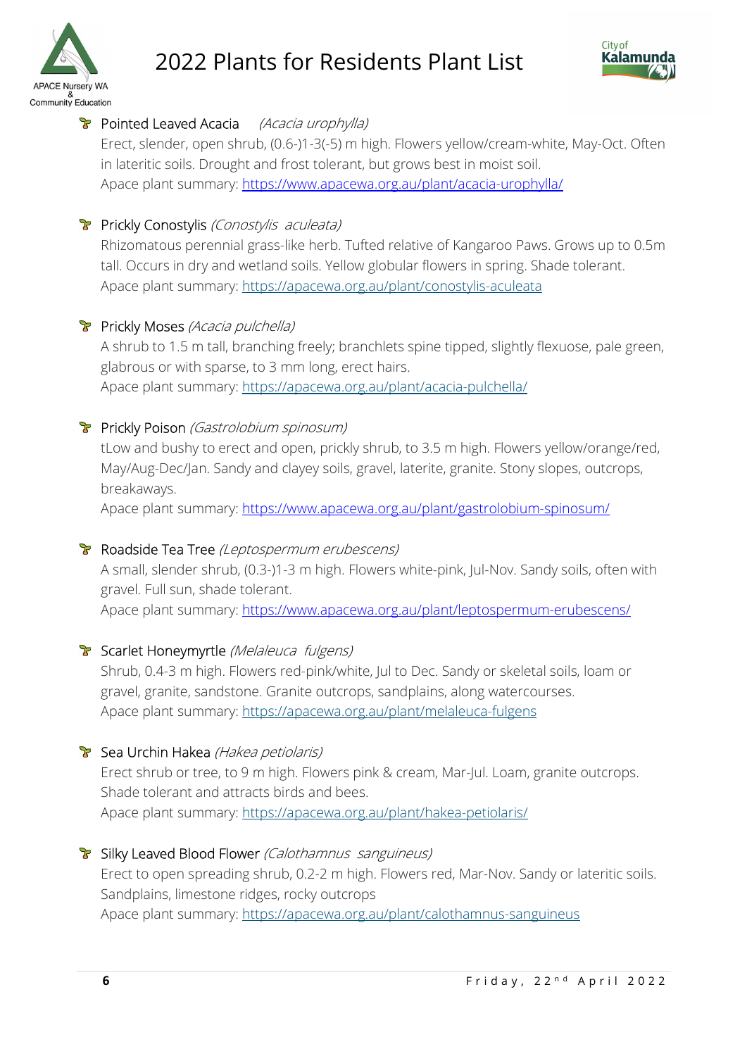- Pointed Leaved Acacia *(Acacia urophylla)*

  Erect, slender, open shrub, (0.6-)1-3(-5) m high. Flowers yellow/cream-white, May-Oct. Often in lateritic soils. Drought and frost tolerant, but grows best in moist soil.
  Apace plant summary: https://www.apacewa.org.au/plant/acacia-urophylla/

- Prickly Conostylis *(Conostylis aculeata)*

  Rhizomatous perennial grass-like herb. Tufted relative of Kangaroo Paws. Grows up to 0.5m tall. Occurs in dry and wetland soils. Yellow globular flowers in spring. Shade tolerant.
  Apace plant summary: https://apacewa.org.au/plant/conostylis-aculeata

- Prickly Moses *(Acacia pulchella)*

  A shrub to 1.5 m tall, branching freely; branchlets spine tipped, slightly flexuose, pale green, glabrous or with sparse, to 3 mm long, erect hairs.
  Apace plant summary: https://apacewa.org.au/plant/acacia-pulchella/

- Prickly Poison *(Gastrolobium spinosum)*

  tLow and bushy to erect and open, prickly shrub, to 3.5 m high. Flowers yellow/orange/red, May/Aug-Dec/Jan. Sandy and clayey soils, gravel, laterite, granite. Stony slopes, outcrops, breakaways.
  Apace plant summary: https://www.apacewa.org.au/plant/gastrolobium-spinosum/

- Roadside Tea Tree *(Leptospermum erubescens)*

  A small, slender shrub, (0.3-)1-3 m high. Flowers white-pink, Jul-Nov. Sandy soils, often with gravel. Full sun, shade tolerant.
  Apace plant summary: https://www.apacewa.org.au/plant/leptospermum-erubescens/

- Scarlet Honeymyrtle *(Melaleuca fulgens)*

  Shrub, 0.4-3 m high. Flowers red-pink/white, Jul to Dec. Sandy or skeletal soils, loam or gravel, granite, sandstone. Granite outcrops, sandplains, along watercourses.
  Apace plant summary: https://apacewa.org.au/plant/melaleuca-fulgens

- Sea Urchin Hakea *(Hakea petiolaris)*

  Erect shrub or tree, to 9 m high. Flowers pink & cream, Mar-Jul. Loam, granite outcrops. Shade tolerant and attracts birds and bees.
  Apace plant summary: https://apacewa.org.au/plant/hakea-petiolaris/

- Silky Leaved Blood Flower *(Calothamnus sanguineus)*

  Erect to open spreading shrub, 0.2-2 m high. Flowers red, Mar-Nov. Sandy or lateritic soils. Sandplains, limestone ridges, rocky outcrops
  Apace plant summary: https://apacewa.org.au/plant/calothamnus-sanguineus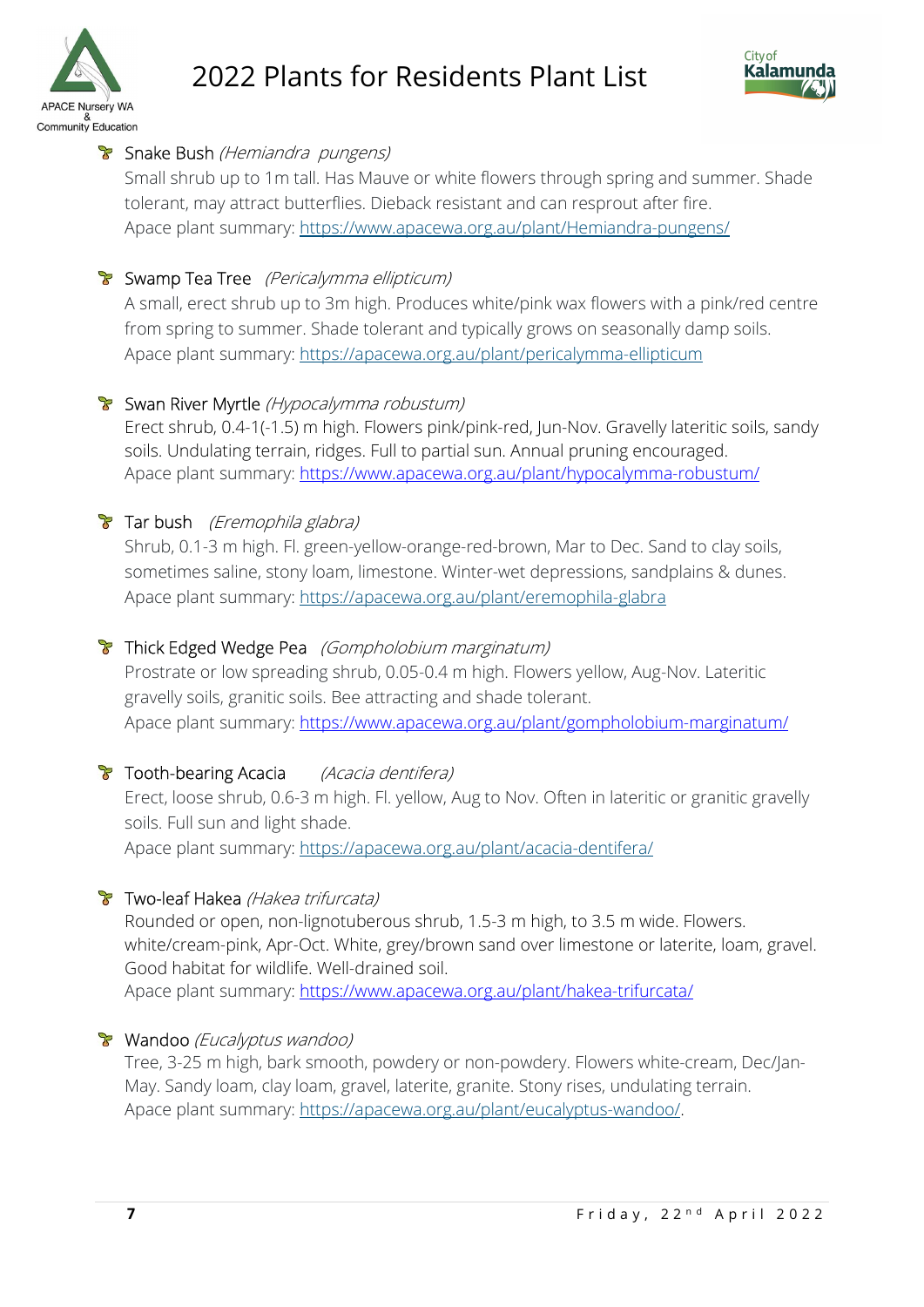**Snake Bush** *(Hemiandra pungens)*

Small shrub up to 1m tall. Has Mauve or white flowers through spring and summer. Shade tolerant, may attract butterflies. Dieback resistant and can resprout after fire.
Apace plant summary: https://www.apacewa.org.au/plant/Hemiandra-pungens/

**Swamp Tea Tree** *(Pericalymma ellipticum)*

A small, erect shrub up to 3m high. Produces white/pink wax flowers with a pink/red centre from spring to summer. Shade tolerant and typically grows on seasonally damp soils.
Apace plant summary: https://apacewa.org.au/plant/pericalymma-ellipticum

**Swan River Myrtle** *(Hypocalymma robustum)*

Erect shrub, 0.4-1(-1.5) m high. Flowers pink/pink-red, Jun-Nov. Gravelly lateritic soils, sandy soils. Undulating terrain, ridges. Full to partial sun. Annual pruning encouraged.
Apace plant summary: https://www.apacewa.org.au/plant/hypocalymma-robustum/

**Tar bush** *(Eremophila glabra)*

Shrub, 0.1-3 m high. Fl. green-yellow-orange-red-brown, Mar to Dec. Sand to clay soils, sometimes saline, stony loam, limestone. Winter-wet depressions, sandplains & dunes.
Apace plant summary: https://apacewa.org.au/plant/eremophila-glabra

**Thick Edged Wedge Pea** *(Gompholobium marginatum)*

Prostrate or low spreading shrub, 0.05-0.4 m high. Flowers yellow, Aug-Nov. Lateritic gravelly soils, granitic soils. Bee attracting and shade tolerant.
Apace plant summary: https://www.apacewa.org.au/plant/gompholobium-marginatum/

**Tooth-bearing Acacia** *(Acacia dentifera)*

Erect, loose shrub, 0.6-3 m high. Fl. yellow, Aug to Nov. Often in lateritic or granitic gravelly soils. Full sun and light shade.
Apace plant summary: https://apacewa.org.au/plant/acacia-dentifera/

**Two-leaf Hakea** *(Hakea trifurcata)*

Rounded or open, non-lignotuberous shrub, 1.5-3 m high, to 3.5 m wide. Flowers. white/cream-pink, Apr-Oct. White, grey/brown sand over limestone or laterite, loam, gravel. Good habitat for wildlife. Well-drained soil.
Apace plant summary: https://www.apacewa.org.au/plant/hakea-trifurcata/

**Wandoo** *(Eucalyptus wandoo)*

Tree, 3-25 m high, bark smooth, powdery or non-powdery. Flowers white-cream, Dec/Jan-May. Sandy loam, clay loam, gravel, laterite, granite. Stony rises, undulating terrain.
Apace plant summary: https://apacewa.org.au/plant/eucalyptus-wandoo/.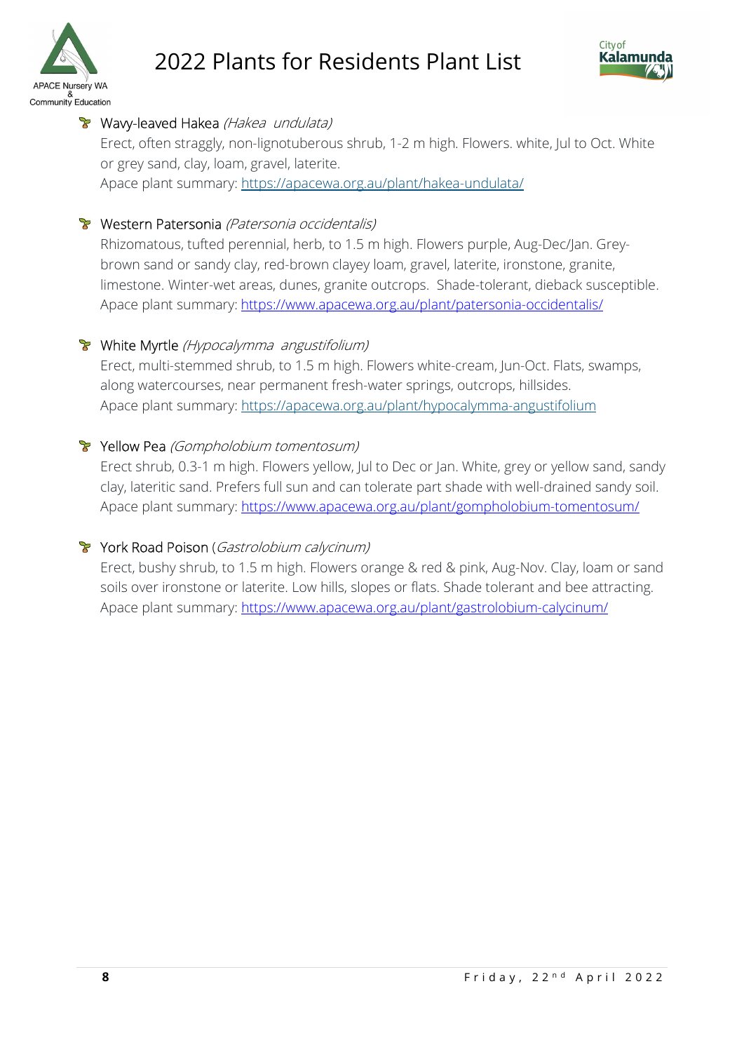- Wavy-leaved Hakea *(Hakea undulata)*

  Erect, often straggly, non-lignotuberous shrub, 1-2 m high. Flowers. white, Jul to Oct. White or grey sand, clay, loam, gravel, laterite.

  Apace plant summary: https://apacewa.org.au/plant/hakea-undulata/

- Western Patersonia *(Patersonia occidentalis)*

  Rhizomatous, tufted perennial, herb, to 1.5 m high. Flowers purple, Aug-Dec/Jan. Grey-brown sand or sandy clay, red-brown clayey loam, gravel, laterite, ironstone, granite, limestone. Winter-wet areas, dunes, granite outcrops. Shade-tolerant, dieback susceptible.

  Apace plant summary: https://www.apacewa.org.au/plant/patersonia-occidentalis/

- White Myrtle *(Hypocalymma angustifolium)*

  Erect, multi-stemmed shrub, to 1.5 m high. Flowers white-cream, Jun-Oct. Flats, swamps, along watercourses, near permanent fresh-water springs, outcrops, hillsides.

  Apace plant summary: https://apacewa.org.au/plant/hypocalymma-angustifolium

- Yellow Pea *(Gompholobium tomentosum)*

  Erect shrub, 0.3-1 m high. Flowers yellow, Jul to Dec or Jan. White, grey or yellow sand, sandy clay, lateritic sand. Prefers full sun and can tolerate part shade with well-drained sandy soil.

  Apace plant summary: https://www.apacewa.org.au/plant/gompholobium-tomentosum/

- York Road Poison (*Gastrolobium calycinum)*

  Erect, bushy shrub, to 1.5 m high. Flowers orange & red & pink, Aug-Nov. Clay, loam or sand soils over ironstone or laterite. Low hills, slopes or flats. Shade tolerant and bee attracting.

  Apace plant summary: https://www.apacewa.org.au/plant/gastrolobium-calycinum/